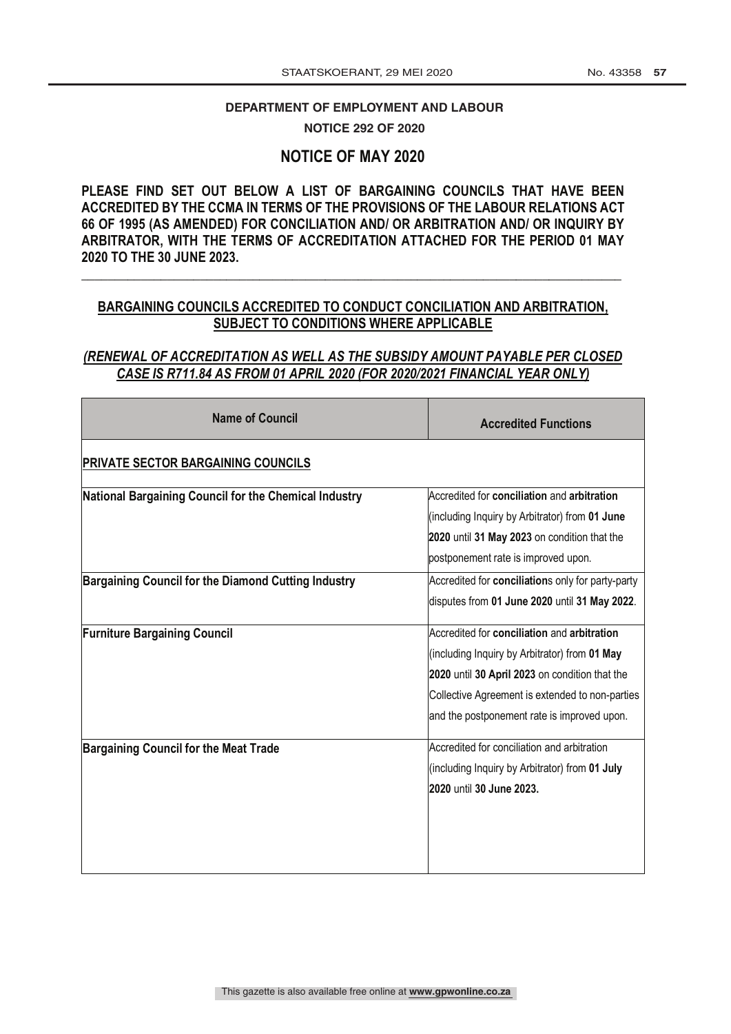**DEPARTMENT OF EMPLOYMENT AND LABOUR**

**NOTICE 292 OF 2020**

## NOTICE OF MAY 2020

**PLEASE FIND SET OUT BELOW A LIST OF BARGAINING COUNCILS THAT HAVE BEEN ACCREDITED BY THE CCMA IN TERMS OF THE PROVISIONS OF THE LABOUR RELATIONS ACT 66 OF 1995 (AS AMENDED) FOR CONCILIATION AND/ OR ARBITRATION AND/ OR INQUIRY BY ARBITRATOR, WITH THE TERMS OF ACCREDITATION ATTACHED FOR THE PERIOD 01 MAY 2020 TO THE 30 JUNE 2023.**

---

**BARGAINING COUNCILS ACCREDITED TO CONDUCT CONCILIATION AND ARBITRATION, SUBJECT TO CONDITIONS WHERE APPLICABLE**

***(RENEWAL OF ACCREDITATION AS WELL AS THE SUBSIDY AMOUNT PAYABLE PER CLOSED CASE IS R711.84 AS FROM 01 APRIL 2020 (FOR 2020/2021 FINANCIAL YEAR ONLY)***

| Name of Council | Accredited Functions |
|---|---|
| **PRIVATE SECTOR BARGAINING COUNCILS** | |
| **National Bargaining Council for the Chemical Industry** | Accredited for **conciliation** and **arbitration** (including Inquiry by Arbitrator) from **01 June 2020** until **31 May 2023** on condition that the postponement rate is improved upon. |
| **Bargaining Council for the Diamond Cutting Industry** | Accredited for **conciliation**s only for party-party disputes from **01 June 2020** until **31 May 2022**. |
| **Furniture Bargaining Council** | Accredited for **conciliation** and **arbitration** (including Inquiry by Arbitrator) from **01 May 2020** until **30 April 2023** on condition that the Collective Agreement is extended to non-parties and the postponement rate is improved upon. |
| **Bargaining Council for the Meat Trade** | Accredited for conciliation and arbitration (including Inquiry by Arbitrator) from **01 July 2020** until **30 June 2023.** |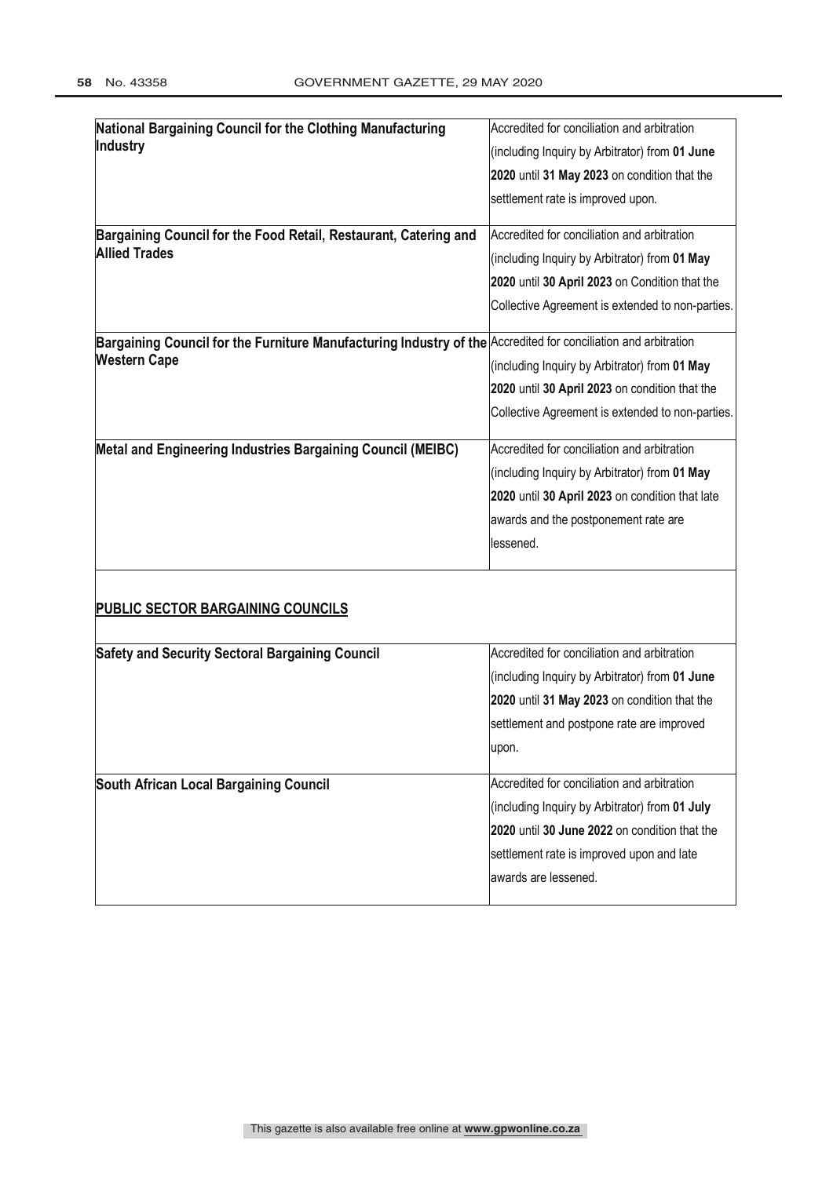| | |
|---|---|
| **National Bargaining Council for the Clothing Manufacturing Industry** | Accredited for conciliation and arbitration (including Inquiry by Arbitrator) from **01 June 2020** until **31 May 2023** on condition that the settlement rate is improved upon. |
| **Bargaining Council for the Food Retail, Restaurant, Catering and Allied Trades** | Accredited for conciliation and arbitration (including Inquiry by Arbitrator) from **01 May 2020** until **30 April 2023** on Condition that the Collective Agreement is extended to non-parties. |
| **Bargaining Council for the Furniture Manufacturing Industry of the Western Cape** | Accredited for conciliation and arbitration (including Inquiry by Arbitrator) from **01 May 2020** until **30 April 2023** on condition that the Collective Agreement is extended to non-parties. |
| **Metal and Engineering Industries Bargaining Council (MEIBC)** | Accredited for conciliation and arbitration (including Inquiry by Arbitrator) from **01 May 2020** until **30 April 2023** on condition that late awards and the postponement rate are lessened. |
| **PUBLIC SECTOR BARGAINING COUNCILS** | |
| **Safety and Security Sectoral Bargaining Council** | Accredited for conciliation and arbitration (including Inquiry by Arbitrator) from **01 June 2020** until **31 May 2023** on condition that the settlement and postpone rate are improved upon. |
| **South African Local Bargaining Council** | Accredited for conciliation and arbitration (including Inquiry by Arbitrator) from **01 July 2020** until **30 June 2022** on condition that the settlement rate is improved upon and late awards are lessened. |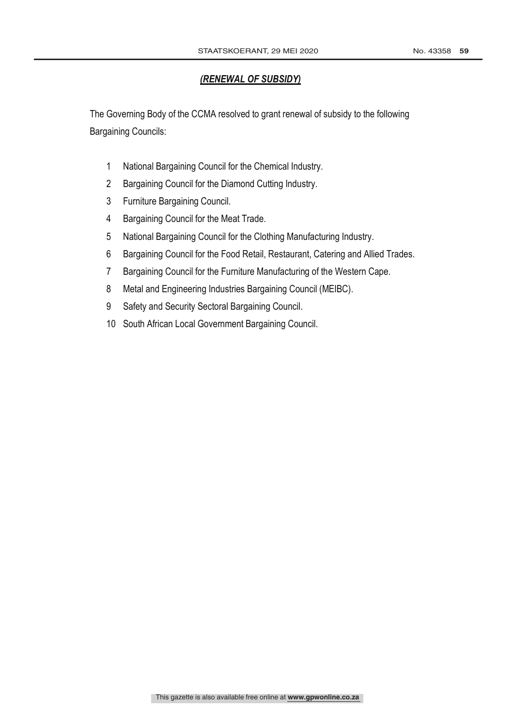***(RENEWAL OF SUBSIDY)***

The Governing Body of the CCMA resolved to grant renewal of subsidy to the following Bargaining Councils:

1. National Bargaining Council for the Chemical Industry.
2. Bargaining Council for the Diamond Cutting Industry.
3. Furniture Bargaining Council.
4. Bargaining Council for the Meat Trade.
5. National Bargaining Council for the Clothing Manufacturing Industry.
6. Bargaining Council for the Food Retail, Restaurant, Catering and Allied Trades.
7. Bargaining Council for the Furniture Manufacturing of the Western Cape.
8. Metal and Engineering Industries Bargaining Council (MEIBC).
9. Safety and Security Sectoral Bargaining Council.
10. South African Local Government Bargaining Council.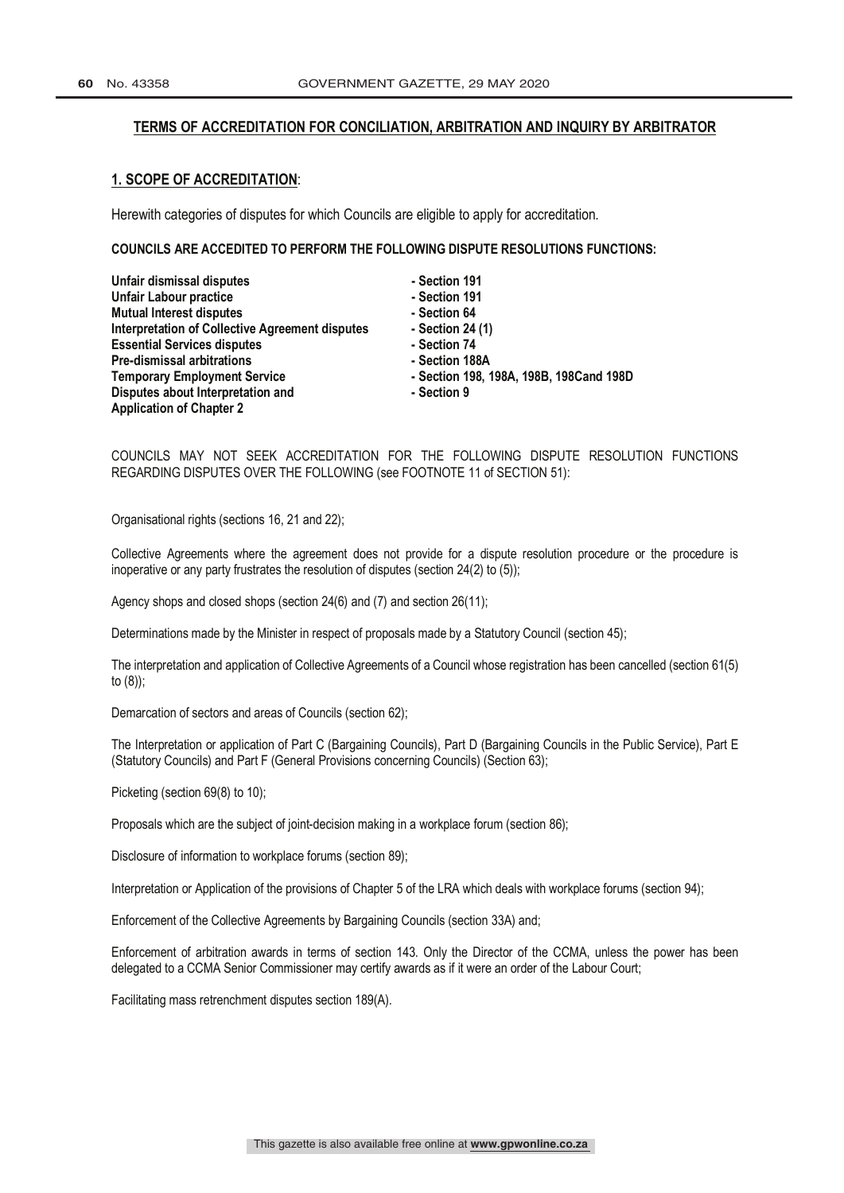## TERMS OF ACCREDITATION FOR CONCILIATION, ARBITRATION AND INQUIRY BY ARBITRATOR

### 1. SCOPE OF ACCREDITATION:

Herewith categories of disputes for which Councils are eligible to apply for accreditation.

**COUNCILS ARE ACCEDITED TO PERFORM THE FOLLOWING DISPUTE RESOLUTIONS FUNCTIONS:**

| | |
|---|---|
| **Unfair dismissal disputes** | **- Section 191** |
| **Unfair Labour practice** | **- Section 191** |
| **Mutual Interest disputes** | **- Section 64** |
| **Interpretation of Collective Agreement disputes** | **- Section 24 (1)** |
| **Essential Services disputes** | **- Section 74** |
| **Pre-dismissal arbitrations** | **- Section 188A** |
| **Temporary Employment Service** | **- Section 198, 198A, 198B, 198Cand 198D** |
| **Disputes about Interpretation and Application of Chapter 2** | **- Section 9** |

COUNCILS MAY NOT SEEK ACCREDITATION FOR THE FOLLOWING DISPUTE RESOLUTION FUNCTIONS REGARDING DISPUTES OVER THE FOLLOWING (see FOOTNOTE 11 of SECTION 51):

Organisational rights (sections 16, 21 and 22);

Collective Agreements where the agreement does not provide for a dispute resolution procedure or the procedure is inoperative or any party frustrates the resolution of disputes (section 24(2) to (5));

Agency shops and closed shops (section 24(6) and (7) and section 26(11);

Determinations made by the Minister in respect of proposals made by a Statutory Council (section 45);

The interpretation and application of Collective Agreements of a Council whose registration has been cancelled (section 61(5) to (8));

Demarcation of sectors and areas of Councils (section 62);

The Interpretation or application of Part C (Bargaining Councils), Part D (Bargaining Councils in the Public Service), Part E (Statutory Councils) and Part F (General Provisions concerning Councils) (Section 63);

Picketing (section 69(8) to 10);

Proposals which are the subject of joint-decision making in a workplace forum (section 86);

Disclosure of information to workplace forums (section 89);

Interpretation or Application of the provisions of Chapter 5 of the LRA which deals with workplace forums (section 94);

Enforcement of the Collective Agreements by Bargaining Councils (section 33A) and;

Enforcement of arbitration awards in terms of section 143. Only the Director of the CCMA, unless the power has been delegated to a CCMA Senior Commissioner may certify awards as if it were an order of the Labour Court;

Facilitating mass retrenchment disputes section 189(A).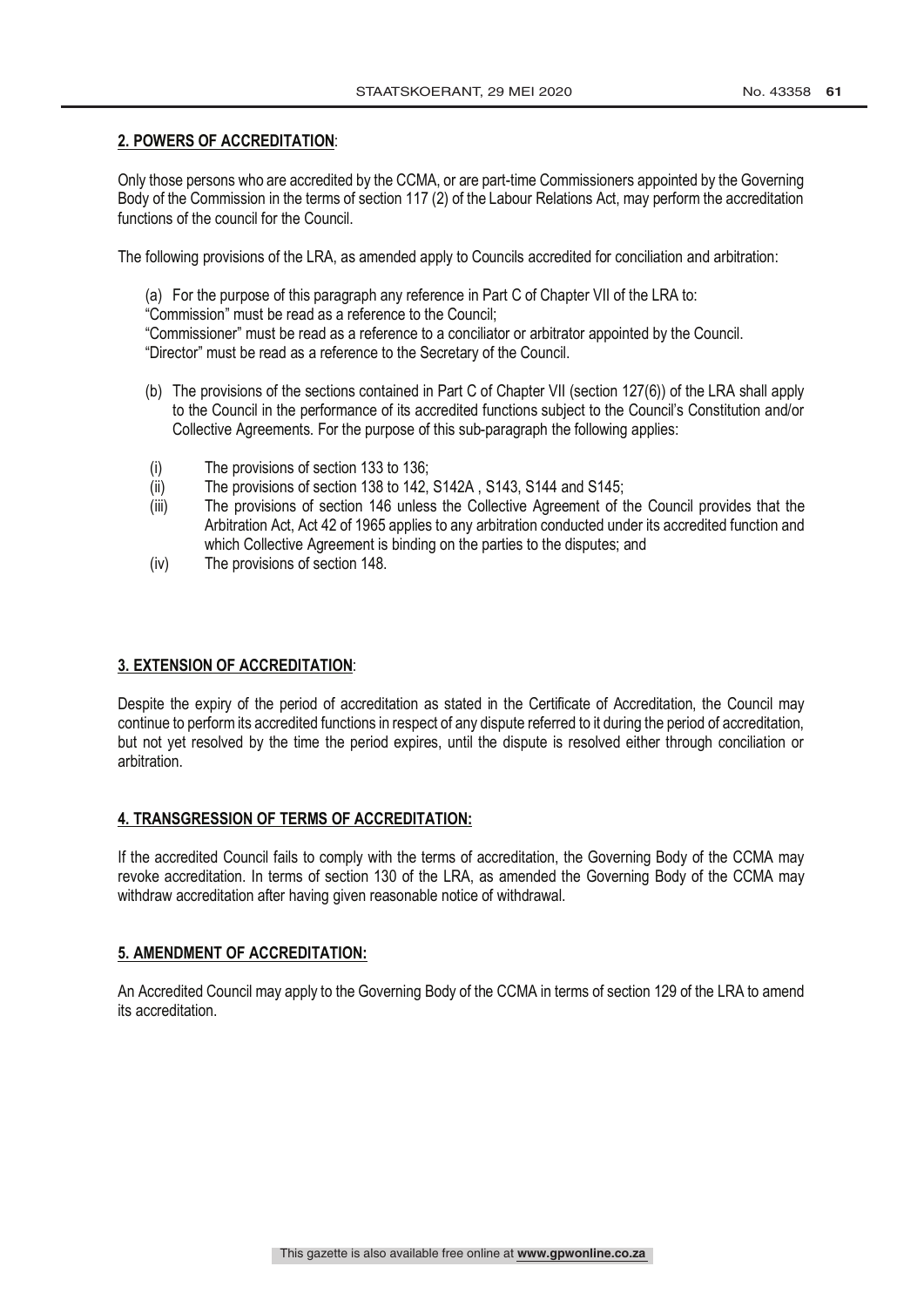**2. POWERS OF ACCREDITATION**:

Only those persons who are accredited by the CCMA, or are part-time Commissioners appointed by the Governing Body of the Commission in the terms of section 117 (2) of the Labour Relations Act, may perform the accreditation functions of the council for the Council.

The following provisions of the LRA, as amended apply to Councils accredited for conciliation and arbitration:

(a) For the purpose of this paragraph any reference in Part C of Chapter VII of the LRA to:
"Commission" must be read as a reference to the Council;
"Commissioner" must be read as a reference to a conciliator or arbitrator appointed by the Council.
"Director" must be read as a reference to the Secretary of the Council.

(b) The provisions of the sections contained in Part C of Chapter VII (section 127(6)) of the LRA shall apply to the Council in the performance of its accredited functions subject to the Council's Constitution and/or Collective Agreements. For the purpose of this sub-paragraph the following applies:

(i) The provisions of section 133 to 136;
(ii) The provisions of section 138 to 142, S142A , S143, S144 and S145;
(iii) The provisions of section 146 unless the Collective Agreement of the Council provides that the Arbitration Act, Act 42 of 1965 applies to any arbitration conducted under its accredited function and which Collective Agreement is binding on the parties to the disputes; and
(iv) The provisions of section 148.

**3. EXTENSION OF ACCREDITATION**:

Despite the expiry of the period of accreditation as stated in the Certificate of Accreditation, the Council may continue to perform its accredited functions in respect of any dispute referred to it during the period of accreditation, but not yet resolved by the time the period expires, until the dispute is resolved either through conciliation or arbitration.

**4. TRANSGRESSION OF TERMS OF ACCREDITATION:**

If the accredited Council fails to comply with the terms of accreditation, the Governing Body of the CCMA may revoke accreditation. In terms of section 130 of the LRA, as amended the Governing Body of the CCMA may withdraw accreditation after having given reasonable notice of withdrawal.

**5. AMENDMENT OF ACCREDITATION:**

An Accredited Council may apply to the Governing Body of the CCMA in terms of section 129 of the LRA to amend its accreditation.